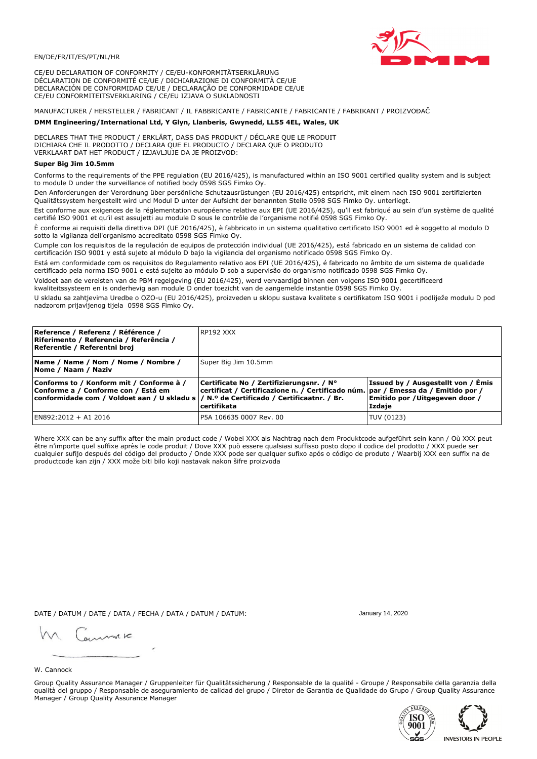EN/DE/FR/IT/ES/PT/NL/HR

CE/EU DECLARATION OF CONFORMITY / CE/EU-KONFORMITÄTSERKLÄRUNG
DÉCLARATION DE CONFORMITÉ CE/UE / DICHIARAZIONE DI CONFORMITÀ CE/UE
DECLARACIÓN DE CONFORMIDAD CE/UE / DECLARAÇÃO DE CONFORMIDADE CE/UE
CE/EU CONFORMITEITSVERKLARING / CE/EU IZJAVA O SUKLADNOSTI

MANUFACTURER / HERSTELLER / FABRICANT / IL FABBRICANTE / FABRICANTE / FABRICANTE / FABRIKANT / PROIZVOĐAČ

**DMM Engineering/International Ltd, Y Glyn, Llanberis, Gwynedd, LL55 4EL, Wales, UK**

DECLARES THAT THE PRODUCT / ERKLÄRT, DASS DAS PRODUKT / DÉCLARE QUE LE PRODUIT
DICHIARA CHE IL PRODOTTO / DECLARA QUE EL PRODUCTO / DECLARA QUE O PRODUTO
VERKLAART DAT HET PRODUCT / IZJAVLJUJE DA JE PROIZVOD:

**Super Big Jim 10.5mm**

Conforms to the requirements of the PPE regulation (EU 2016/425), is manufactured within an ISO 9001 certified quality system and is subject to module D under the surveillance of notified body 0598 SGS Fimko Oy.

Den Anforderungen der Verordnung über persönliche Schutzausrüstungen (EU 2016/425) entspricht, mit einem nach ISO 9001 zertifizierten Qualitätssystem hergestellt wird und Modul D unter der Aufsicht der benannten Stelle 0598 SGS Fimko Oy. unterliegt.

Est conforme aux exigences de la réglementation européenne relative aux EPI (UE 2016/425), qu'il est fabriqué au sein d'un système de qualité certifié ISO 9001 et qu'il est assujetti au module D sous le contrôle de l'organisme notifié 0598 SGS Fimko Oy.

È conforme ai requisiti della direttiva DPI (UE 2016/425), è fabbricato in un sistema qualitativo certificato ISO 9001 ed è soggetto al modulo D sotto la vigilanza dell'organismo accreditato 0598 SGS Fimko Oy.

Cumple con los requisitos de la regulación de equipos de protección individual (UE 2016/425), está fabricado en un sistema de calidad con certificación ISO 9001 y está sujeto al módulo D bajo la vigilancia del organismo notificado 0598 SGS Fimko Oy.

Está em conformidade com os requisitos do Regulamento relativo aos EPI (UE 2016/425), é fabricado no âmbito de um sistema de qualidade certificado pela norma ISO 9001 e está sujeito ao módulo D sob a supervisão do organismo notificado 0598 SGS Fimko Oy.

Voldoet aan de vereisten van de PBM regelgeving (EU 2016/425), werd vervaardigd binnen een volgens ISO 9001 gecertificeerd kwaliteitssysteem en is onderhevig aan module D onder toezicht van de aangemelde instantie 0598 SGS Fimko Oy.

U skladu sa zahtjevima Uredbe o OZO-u (EU 2016/425), proizveden u sklopu sustava kvalitete s certifikatom ISO 9001 i podliježe modulu D pod nadzorom prijavljenog tijela 0598 SGS Fimko Oy.

| **Reference / Referenz / Référence / Riferimento / Referencia / Referência / Referentie / Referentni broj** | RP192 XXX | |
|---|---|---|
| **Name / Name / Nom / Nome / Nombre / Nome / Naam / Naziv** | Super Big Jim 10.5mm | |
| **Conforms to / Konform mit / Conforme à / Conforme a / Conforme con / Está em conformidade com / Voldoet aan / U skladu s** | **Certificate No / Zertifizierungsnr. / N° certificat / Certificazione n. / Certificado núm. / N.º de Certificado / Certificaatnr. / Br. certifikata** | **Issued by / Ausgestellt von / Émis par / Emessa da / Emitido por / Emitido por /Uitgegeven door / Izdaje** |
| EN892:2012 + A1 2016 | P5A 106635 0007 Rev. 00 | TUV (0123) |

Where XXX can be any suffix after the main product code / Wobei XXX als Nachtrag nach dem Produktcode aufgeführt sein kann / Où XXX peut être n'importe quel suffixe après le code produit / Dove XXX può essere qualsiasi suffisso posto dopo il codice del prodotto / XXX puede ser cualquier sufijo después del código del producto / Onde XXX pode ser qualquer sufixo após o código de produto / Waarbij XXX een suffix na de productcode kan zijn / XXX može biti bilo koji nastavak nakon šifre proizvoda

DATE / DATUM / DATE / DATA / FECHA / DATA / DATUM / DATUM: January 14, 2020

W. Cannock

Group Quality Assurance Manager / Gruppenleiter für Qualitätssicherung / Responsable de la qualité - Groupe / Responsabile della garanzia della qualità del gruppo / Responsable de aseguramiento de calidad del grupo / Diretor de Garantia de Qualidade do Grupo / Group Quality Assurance Manager / Group Quality Assurance Manager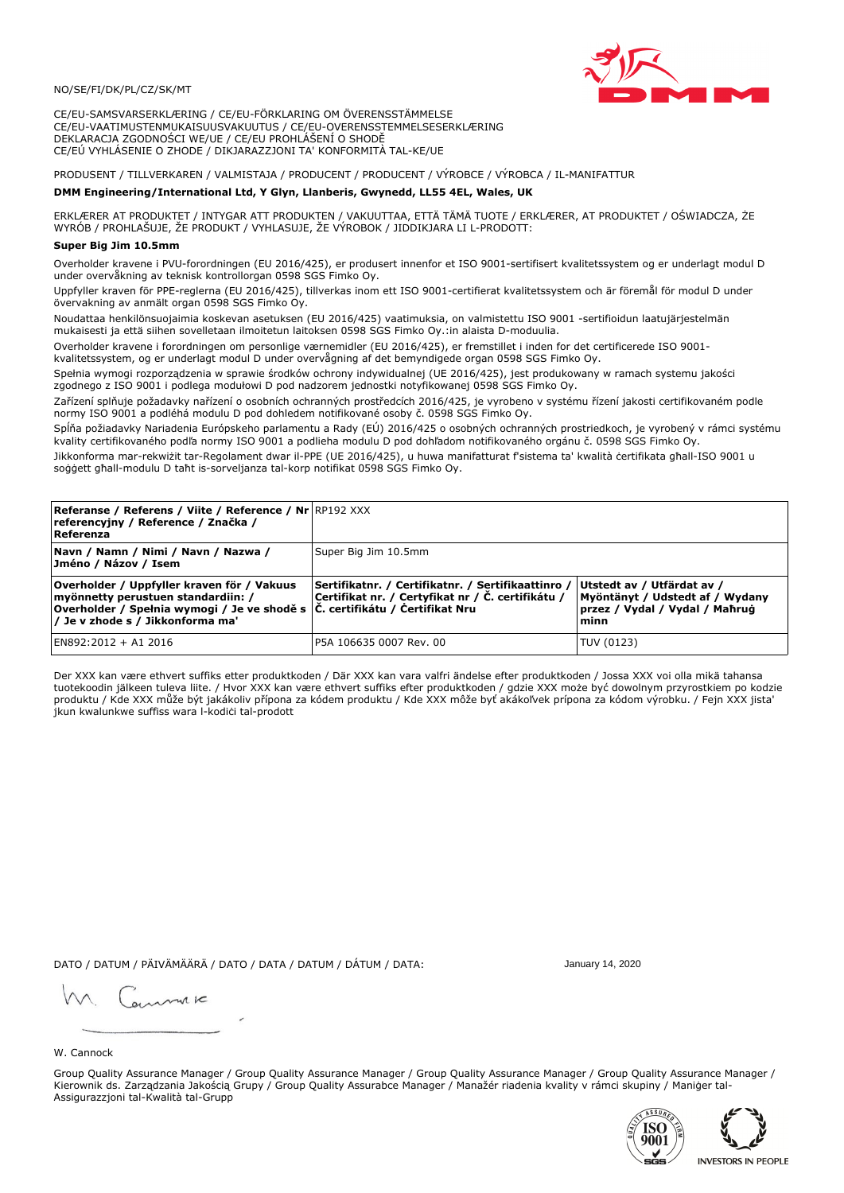NO/SE/FI/DK/PL/CZ/SK/MT

CE/EU-SAMSVARSERKLÆRING / CE/EU-FÖRKLARING OM ÖVERENSSTÄMMELSE
CE/EU-VAATIMUSTENMUKAISUUSVAKUUTUS / CE/EU-OVERENSSTEMMELSESERKLÆRING
DEKLARACJA ZGODNOŚCI WE/UE / CE/EU PROHLÁŠENÍ O SHODĚ
CE/EÚ VYHLÁSENIE O ZHODE / DIKJARAZZJONI TA' KONFORMITÀ TAL-KE/UE

PRODUSENT / TILLVERKAREN / VALMISTAJA / PRODUCENT / PRODUCENT / VÝROBCE / VÝROBCA / IL-MANIFATTUR

**DMM Engineering/International Ltd, Y Glyn, Llanberis, Gwynedd, LL55 4EL, Wales, UK**

ERKLÆRER AT PRODUKTET / INTYGAR ATT PRODUKTEN / VAKUUTTAA, ETTÄ TÄMÄ TUOTE / ERKLÆRER, AT PRODUKTET / OŚWIADCZA, ŻE WYRÓB / PROHLAŠUJE, ŽE PRODUKT / VYHLASUJE, ŽE VÝROBOK / JIDDIKJARA LI L-PRODOTT:

**Super Big Jim 10.5mm**

Overholder kravene i PVU-forordningen (EU 2016/425), er produsert innenfor et ISO 9001-sertifisert kvalitetssystem og er underlagt modul D under overvåkning av teknisk kontrollorgan 0598 SGS Fimko Oy.

Uppfyller kraven för PPE-reglerna (EU 2016/425), tillverkas inom ett ISO 9001-certifierat kvalitetssystem och är föremål för modul D under övervakning av anmält organ 0598 SGS Fimko Oy.

Noudattaa henkilönsuojaimia koskevan asetuksen (EU 2016/425) vaatimuksia, on valmistettu ISO 9001 -sertifioidun laatujärjestelmän mukaisesti ja että siihen sovelletaan ilmoitetun laitoksen 0598 SGS Fimko Oy.:in alaista D-moduulia.

Overholder kravene i forordningen om personlige værnemidler (EU 2016/425), er fremstillet i inden for det certificerede ISO 9001-kvalitetssystem, og er underlagt modul D under overvågning af det bemyndigede organ 0598 SGS Fimko Oy.

Spełnia wymogi rozporządzenia w sprawie środków ochrony indywidualnej (UE 2016/425), jest produkowany w ramach systemu jakości zgodnego z ISO 9001 i podlega modułowi D pod nadzorem jednostki notyfikowanej 0598 SGS Fimko Oy.

Zařízení splňuje požadavky nařízení o osobních ochranných prostředcích 2016/425, je vyrobeno v systému řízení jakosti certifikovaném podle normy ISO 9001 a podléhá modulu D pod dohledem notifikované osoby č. 0598 SGS Fimko Oy.

Spĺňa požiadavky Nariadenia Európskeho parlamentu a Rady (EÚ) 2016/425 o osobných ochranných prostriedkoch, je vyrobený v rámci systému kvality certifikovaného podľa normy ISO 9001 a podlieha modulu D pod dohľadom notifikovaného orgánu č. 0598 SGS Fimko Oy.

Jikkonforma mar-rekwiżit tar-Regolament dwar il-PPE (UE 2016/425), u huwa manifatturat f'sistema ta' kwalità ċertifikata għall-ISO 9001 u soġġett għall-modulu D taħt is-sorveljanza tal-korp notifikat 0598 SGS Fimko Oy.

| **Referanse / Referens / Viite / Reference / Nr referencyjny / Reference / Značka / Referenza** | RP192 XXX | |
|---|---|---|
| **Navn / Namn / Nimi / Navn / Nazwa / Jméno / Názov / Isem** | Super Big Jim 10.5mm | |
| **Overholder / Uppfyller kraven för / Vakuus myönnetty perustuen standardiin: / Overholder / Spełnia wymogi / Je ve shodě s / Je v zhode s / Jikkonforma ma'** | **Sertifikatnr. / Certifikatnr. / Sertifikaattinro / Certifikat nr. / Certyfikat nr / Č. certifikátu / Č. certifikátu / Ċertifikat Nru** | **Utstedt av / Utfärdat av / Myöntänyt / Udstedt af / Wydany przez / Vydal / Vydal / Maħruġ minn** |
| EN892:2012 + A1 2016 | P5A 106635 0007 Rev. 00 | TUV (0123) |

Der XXX kan være ethvert suffiks etter produktkoden / Där XXX kan vara valfri ändelse efter produktkoden / Jossa XXX voi olla mikä tahansa tuotekoodin jälkeen tuleva liite. / Hvor XXX kan være ethvert suffiks efter produktkoden / gdzie XXX może być dowolnym przyrostkiem po kodzie produktu / Kde XXX může být jakákoliv přípona za kódem produktu / Kde XXX môže byť akákoľvek prípona za kódom výrobku. / Fejn XXX jista' jkun kwalunkwe suffiss wara l-kodiċi tal-prodott

DATO / DATUM / PÄIVÄMÄÄRÄ / DATO / DATA / DATUM / DÁTUM / DATA: January 14, 2020

W. Cannock

Group Quality Assurance Manager / Group Quality Assurance Manager / Group Quality Assurance Manager / Group Quality Assurance Manager / Kierownik ds. Zarządzania Jakością Grupy / Group Quality Assurabce Manager / Manažér riadenia kvality v rámci skupiny / Maniġer tal-Assigurazzjoni tal-Kwalità tal-Grupp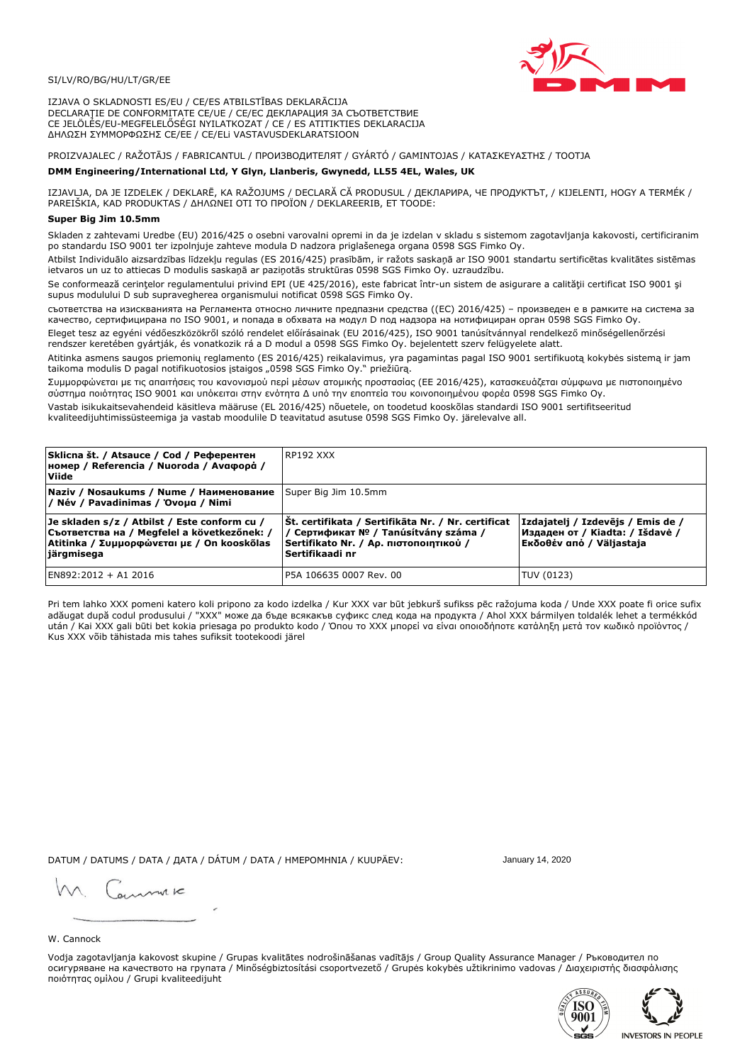SI/LV/RO/BG/HU/LT/GR/EE

IZJAVA O SKLADNOSTI ES/EU / CE/ES ATBILSTĪBAS DEKLARĀCIJA
DECLARAȚIE DE CONFORMITATE CE/UE / CE/ЕС ДЕКЛАРАЦИЯ ЗА СЪОТВЕТСТВИЕ
CE JELÖLÉS/EU-MEGFELELŐSÉGI NYILATKOZAT / CE / ES ATITIKTIES DEKLARACIJA
ΔΗΛΩΣΗ ΣΥΜΜΟΡΦΩΣΗΣ CE/EE / CE/ELi VASTAVUSDEKLARATSIOON

PROIZVAJALEC / RAŽOTĀJS / FABRICANTUL / ПРОИЗВОДИТЕЛЯТ / GYÁRTÓ / GAMINTOJAS / ΚΑΤΑΣΚΕΥΑΣΤΗΣ / TOOTJA

**DMM Engineering/International Ltd, Y Glyn, Llanberis, Gwynedd, LL55 4EL, Wales, UK**

IZJAVLJA, DA JE IZDELEK / DEKLARĒ, KA RAŽOJUMS / DECLARĂ CĂ PRODUSUL / ДЕКЛАРИРА, ЧЕ ПРОДУКТЪТ, / KIJELENTI, HOGY A TERMÉK / PAREIŠKIA, KAD PRODUKTAS / ΔΗΛΩΝΕΙ ΟΤΙ ΤΟ ΠΡΟΪΟΝ / DEKLAREERIB, ET TOODE:

**Super Big Jim 10.5mm**

Skladen z zahtevami Uredbe (EU) 2016/425 o osebni varovalni opremi in da je izdelan v skladu s sistemom zagotavljanja kakovosti, certificiranim po standardu ISO 9001 ter izpolnjuje zahteve modula D nadzora priglašenega organa 0598 SGS Fimko Oy.

Atbilst Individuālo aizsardzības līdzekļu regulas (ES 2016/425) prasībām, ir ražots saskaņā ar ISO 9001 standartu sertificētas kvalitātes sistēmas ietvaros un uz to attiecas D modulis saskaņā ar paziņotās struktūras 0598 SGS Fimko Oy. uzraudzību.

Se conformează cerințelor regulamentului privind EPI (UE 425/2016), este fabricat într-un sistem de asigurare a calității certificat ISO 9001 și supus modulului D sub supravegherea organismului notificat 0598 SGS Fimko Oy.

съответства на изискванията на Регламента относно личните предпазни средства ((ЕС) 2016/425) – произведен е в рамките на система за качество, сертифицирана по ISO 9001, и попада в обхвата на модул D под надзора на нотифициран орган 0598 SGS Fimko Oy.

Eleget tesz az egyéni védőeszközökről szóló rendelet előírásainak (EU 2016/425), ISO 9001 tanúsítvánnyal rendelkező minőségellenőrzési rendszer keretében gyártják, és vonatkozik rá a D modul a 0598 SGS Fimko Oy. bejelentett szerv felügyelete alatt.

Atitinka asmens saugos priemonių reglamento (ES 2016/425) reikalavimus, yra pagamintas pagal ISO 9001 sertifikuotą kokybės sistemą ir jam taikoma modulis D pagal notifikuotosios įstaigos „0598 SGS Fimko Oy." priežiūrą.

Συμμορφώνεται με τις απαιτήσεις του κανονισμού περί μέσων ατομικής προστασίας (ΕΕ 2016/425), κατασκευάζεται σύμφωνα με πιστοποιημένο σύστημα ποιότητας ISO 9001 και υπόκειται στην ενότητα Δ υπό την εποπτεία του κοινοποιημένου φορέα 0598 SGS Fimko Oy.

Vastab isikukaitsevahendeid käsitleva määruse (EL 2016/425) nõuetele, on toodetud kooskõlas standardi ISO 9001 sertifitseeritud kvaliteedijuhtimissüsteemiga ja vastab moodulile D teavitatud asutuse 0598 SGS Fimko Oy. järelevalve all.

| | | |
|---|---|---|
| **Sklicna št. / Atsauce / Cod / Референтен номер / Referencia / Nuoroda / Αναφορά / Viide** | RP192 XXX | |
| **Naziv / Nosaukums / Nume / Наименование / Név / Pavadinimas / Όνομα / Nimi** | Super Big Jim 10.5mm | |
| **Je skladen s/z / Atbilst / Este conform cu / Съответства на / Megfelel a következőnek: / Atitinka / Συμμορφώνεται με / On kooskõlas järgmisega** | **Št. certifikata / Sertifikāta Nr. / Nr. certificat / Сертификат № / Tanúsítvány száma / Sertifikato Nr. / Αρ. πιστοποιητικού / Sertifikaadi nr** | **Izdajatelj / Izdevējs / Emis de / Издаден от / Kiadta: / Išdavė / Εκδοθέν από / Väljastaja** |
| EN892:2012 + A1 2016 | P5A 106635 0007 Rev. 00 | TUV (0123) |

Pri tem lahko XXX pomeni katero koli pripono za kodo izdelka / Kur XXX var būt jebkurš sufikss pēc ražojuma koda / Unde XXX poate fi orice sufix adăugat după codul produsului / "XXX" може да бъде всякакъв суфикс след кода на продукта / Ahol XXX bármilyen toldalék lehet a termékkód után / Kai XXX gali būti bet kokia priesaga po produkto kodo / Όπου το XXX μπορεί να είναι οποιοδήποτε κατάληξη μετά τον κωδικό προϊόντος / Kus XXX võib tähistada mis tahes sufiksit tootekoodi järel

DATUM / DATUMS / DATA / ДАТА / DÁTUM / DATA / ΗΜΕΡΟΜΗΝΙΑ / KUUPÄEV: January 14, 2020

W. Cannock

Vodja zagotavljanja kakovost skupine / Grupas kvalitātes nodrošināšanas vadītājs / Group Quality Assurance Manager / Ръководител по осигуряване на качеството на групата / Minőségbiztosítási csoportvezető / Grupės kokybės užtikrinimo vadovas / Διαχειριστής διασφάλισης ποιότητας ομίλου / Grupi kvaliteedijuht

INVESTORS IN PEOPLE